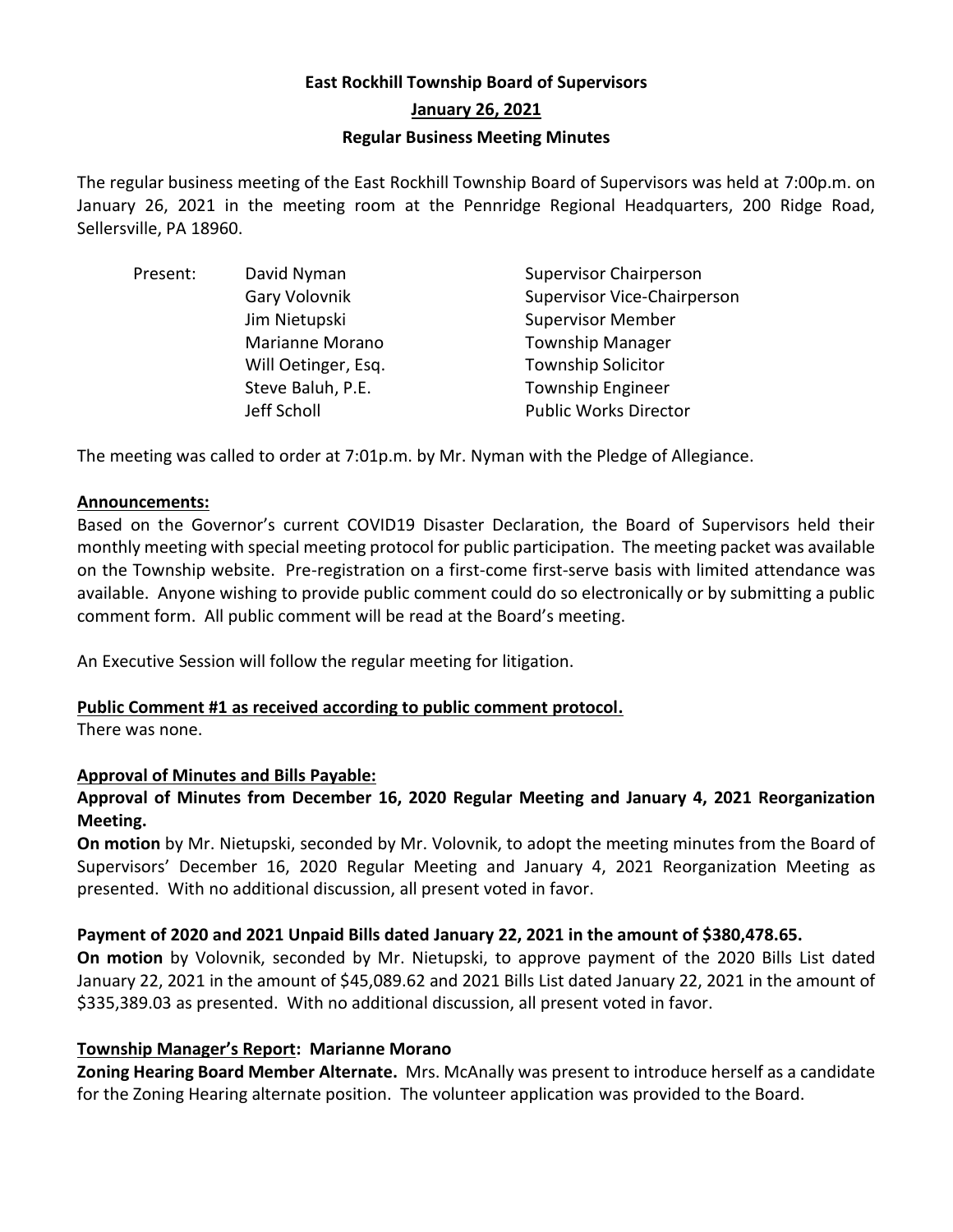# East Rockhill Township Board of Supervisors

## January 26, 2021

## Regular Business Meeting Minutes

The regular business meeting of the East Rockhill Township Board of Supervisors was held at 7:00p.m. on January 26, 2021 in the meeting room at the Pennridge Regional Headquarters, 200 Ridge Road, Sellersville, PA 18960.

| Present: | David Nyman | Supervisor Chairperson |
|---|---|---|
| | Gary Volovnik | Supervisor Vice-Chairperson |
| | Jim Nietupski | Supervisor Member |
| | Marianne Morano | Township Manager |
| | Will Oetinger, Esq. | Township Solicitor |
| | Steve Baluh, P.E. | Township Engineer |
| | Jeff Scholl | Public Works Director |

The meeting was called to order at 7:01p.m. by Mr. Nyman with the Pledge of Allegiance.

**Announcements:**

Based on the Governor's current COVID19 Disaster Declaration, the Board of Supervisors held their monthly meeting with special meeting protocol for public participation. The meeting packet was available on the Township website. Pre-registration on a first-come first-serve basis with limited attendance was available. Anyone wishing to provide public comment could do so electronically or by submitting a public comment form. All public comment will be read at the Board's meeting.

An Executive Session will follow the regular meeting for litigation.

**Public Comment #1 as received according to public comment protocol.**

There was none.

**Approval of Minutes and Bills Payable:**

**Approval of Minutes from December 16, 2020 Regular Meeting and January 4, 2021 Reorganization Meeting.**

**On motion** by Mr. Nietupski, seconded by Mr. Volovnik, to adopt the meeting minutes from the Board of Supervisors' December 16, 2020 Regular Meeting and January 4, 2021 Reorganization Meeting as presented. With no additional discussion, all present voted in favor.

**Payment of 2020 and 2021 Unpaid Bills dated January 22, 2021 in the amount of $380,478.65.**

**On motion** by Volovnik, seconded by Mr. Nietupski, to approve payment of the 2020 Bills List dated January 22, 2021 in the amount of $45,089.62 and 2021 Bills List dated January 22, 2021 in the amount of $335,389.03 as presented. With no additional discussion, all present voted in favor.

**Township Manager's Report: Marianne Morano**

**Zoning Hearing Board Member Alternate.** Mrs. McAnally was present to introduce herself as a candidate for the Zoning Hearing alternate position. The volunteer application was provided to the Board.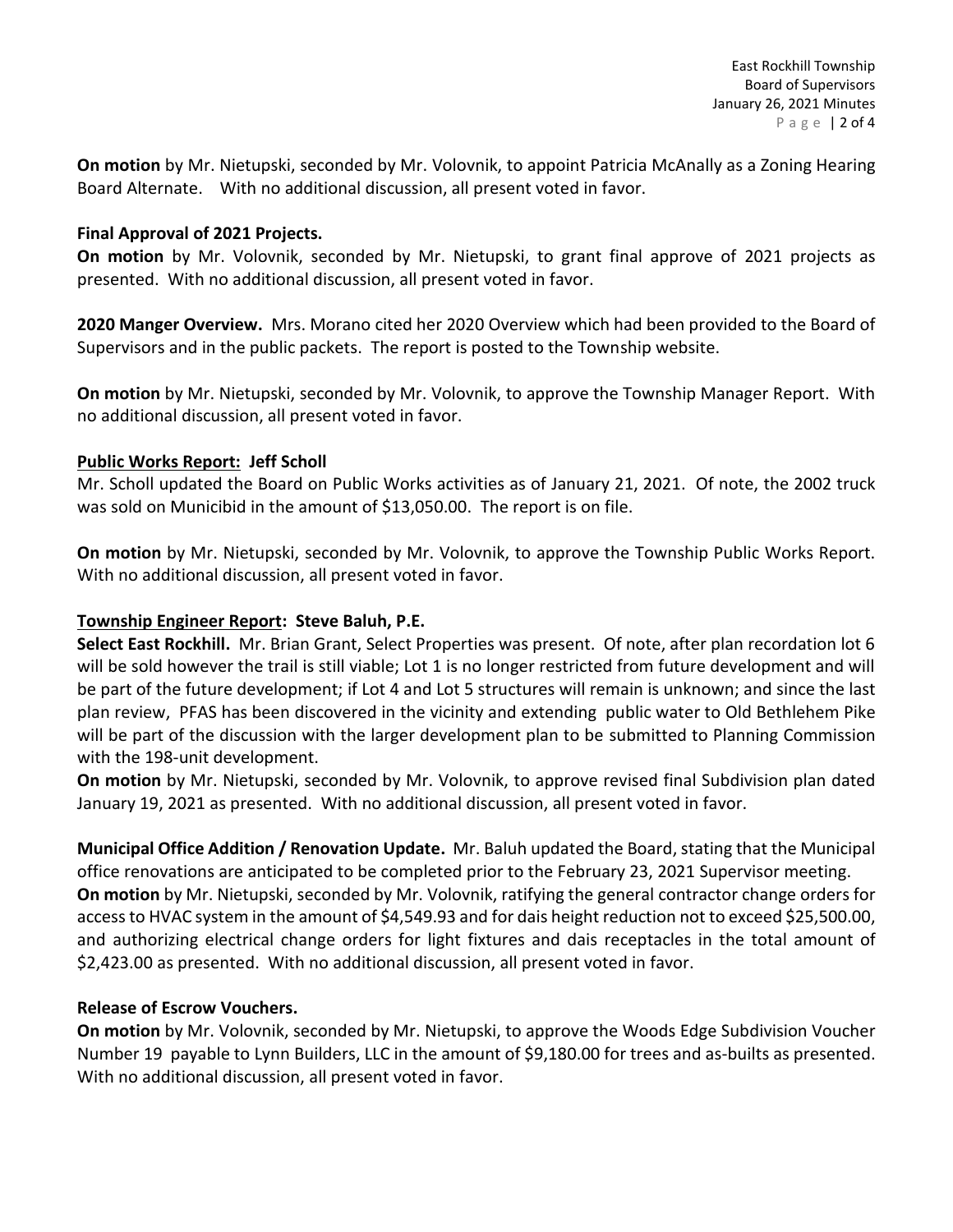**On motion** by Mr. Nietupski, seconded by Mr. Volovnik, to appoint Patricia McAnally as a Zoning Hearing Board Alternate. With no additional discussion, all present voted in favor.

**Final Approval of 2021 Projects.**

**On motion** by Mr. Volovnik, seconded by Mr. Nietupski, to grant final approve of 2021 projects as presented. With no additional discussion, all present voted in favor.

**2020 Manger Overview.** Mrs. Morano cited her 2020 Overview which had been provided to the Board of Supervisors and in the public packets. The report is posted to the Township website.

**On motion** by Mr. Nietupski, seconded by Mr. Volovnik, to approve the Township Manager Report. With no additional discussion, all present voted in favor.

**Public Works Report: Jeff Scholl**

Mr. Scholl updated the Board on Public Works activities as of January 21, 2021. Of note, the 2002 truck was sold on Municibid in the amount of $13,050.00. The report is on file.

**On motion** by Mr. Nietupski, seconded by Mr. Volovnik, to approve the Township Public Works Report. With no additional discussion, all present voted in favor.

**Township Engineer Report: Steve Baluh, P.E.**

**Select East Rockhill.** Mr. Brian Grant, Select Properties was present. Of note, after plan recordation lot 6 will be sold however the trail is still viable; Lot 1 is no longer restricted from future development and will be part of the future development; if Lot 4 and Lot 5 structures will remain is unknown; and since the last plan review, PFAS has been discovered in the vicinity and extending public water to Old Bethlehem Pike will be part of the discussion with the larger development plan to be submitted to Planning Commission with the 198-unit development.

**On motion** by Mr. Nietupski, seconded by Mr. Volovnik, to approve revised final Subdivision plan dated January 19, 2021 as presented. With no additional discussion, all present voted in favor.

**Municipal Office Addition / Renovation Update.** Mr. Baluh updated the Board, stating that the Municipal office renovations are anticipated to be completed prior to the February 23, 2021 Supervisor meeting.

**On motion** by Mr. Nietupski, seconded by Mr. Volovnik, ratifying the general contractor change orders for access to HVAC system in the amount of $4,549.93 and for dais height reduction not to exceed $25,500.00, and authorizing electrical change orders for light fixtures and dais receptacles in the total amount of $2,423.00 as presented. With no additional discussion, all present voted in favor.

**Release of Escrow Vouchers.**

**On motion** by Mr. Volovnik, seconded by Mr. Nietupski, to approve the Woods Edge Subdivision Voucher Number 19 payable to Lynn Builders, LLC in the amount of $9,180.00 for trees and as-builts as presented. With no additional discussion, all present voted in favor.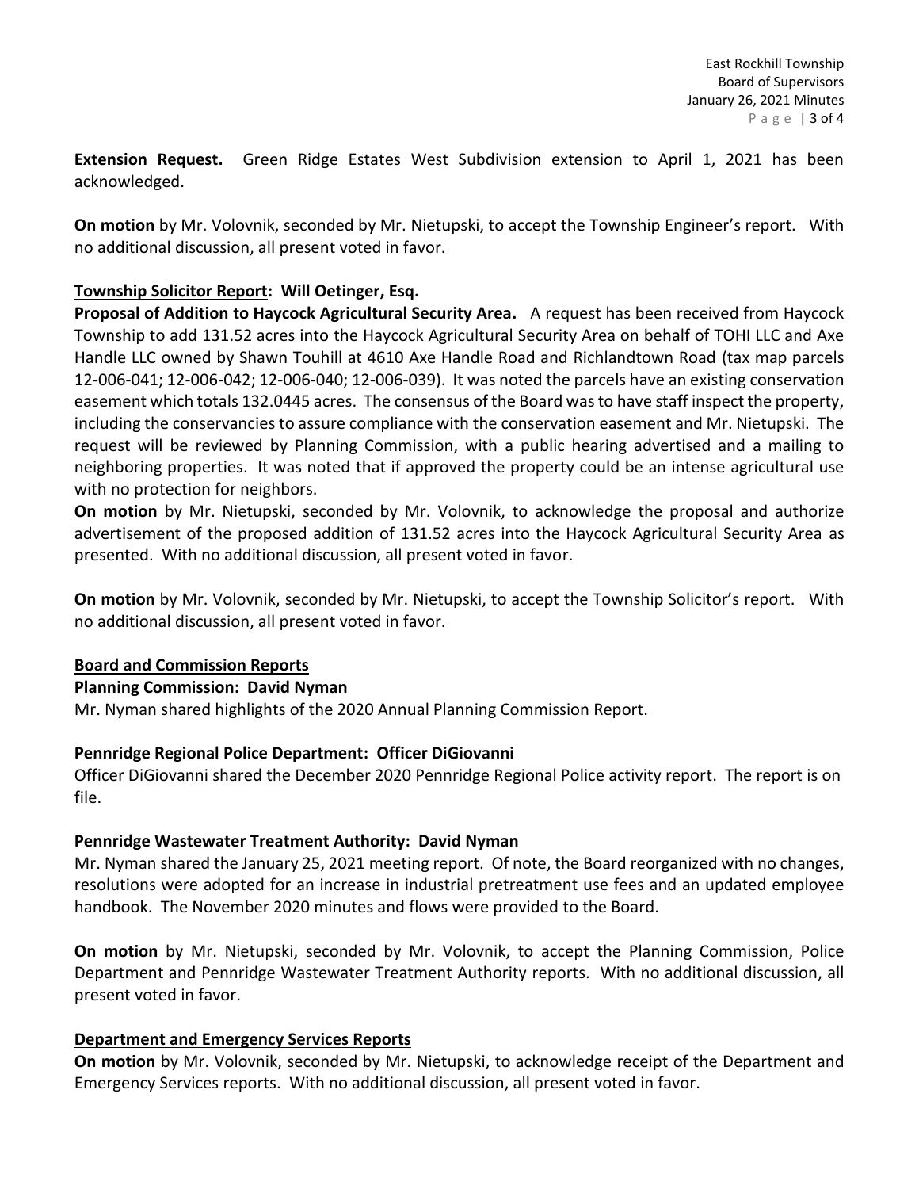**Extension Request.** Green Ridge Estates West Subdivision extension to April 1, 2021 has been acknowledged.

**On motion** by Mr. Volovnik, seconded by Mr. Nietupski, to accept the Township Engineer's report. With no additional discussion, all present voted in favor.

**Township Solicitor Report: Will Oetinger, Esq.**

**Proposal of Addition to Haycock Agricultural Security Area.** A request has been received from Haycock Township to add 131.52 acres into the Haycock Agricultural Security Area on behalf of TOHI LLC and Axe Handle LLC owned by Shawn Touhill at 4610 Axe Handle Road and Richlandtown Road (tax map parcels 12-006-041; 12-006-042; 12-006-040; 12-006-039). It was noted the parcels have an existing conservation easement which totals 132.0445 acres. The consensus of the Board was to have staff inspect the property, including the conservancies to assure compliance with the conservation easement and Mr. Nietupski. The request will be reviewed by Planning Commission, with a public hearing advertised and a mailing to neighboring properties. It was noted that if approved the property could be an intense agricultural use with no protection for neighbors.

**On motion** by Mr. Nietupski, seconded by Mr. Volovnik, to acknowledge the proposal and authorize advertisement of the proposed addition of 131.52 acres into the Haycock Agricultural Security Area as presented. With no additional discussion, all present voted in favor.

**On motion** by Mr. Volovnik, seconded by Mr. Nietupski, to accept the Township Solicitor's report. With no additional discussion, all present voted in favor.

**Board and Commission Reports**

**Planning Commission: David Nyman**

Mr. Nyman shared highlights of the 2020 Annual Planning Commission Report.

**Pennridge Regional Police Department: Officer DiGiovanni**

Officer DiGiovanni shared the December 2020 Pennridge Regional Police activity report. The report is on file.

**Pennridge Wastewater Treatment Authority: David Nyman**

Mr. Nyman shared the January 25, 2021 meeting report. Of note, the Board reorganized with no changes, resolutions were adopted for an increase in industrial pretreatment use fees and an updated employee handbook. The November 2020 minutes and flows were provided to the Board.

**On motion** by Mr. Nietupski, seconded by Mr. Volovnik, to accept the Planning Commission, Police Department and Pennridge Wastewater Treatment Authority reports. With no additional discussion, all present voted in favor.

**Department and Emergency Services Reports**

**On motion** by Mr. Volovnik, seconded by Mr. Nietupski, to acknowledge receipt of the Department and Emergency Services reports. With no additional discussion, all present voted in favor.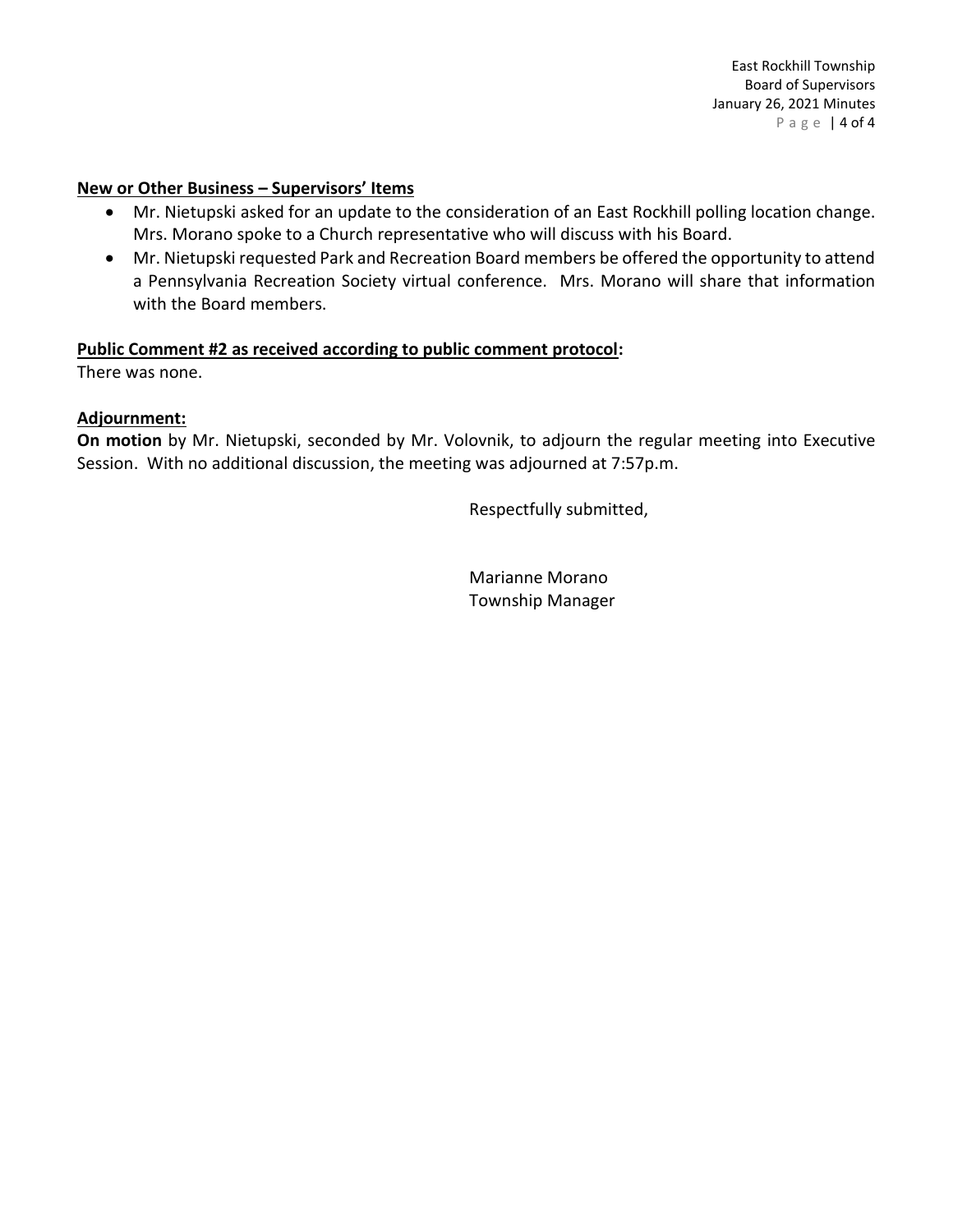**New or Other Business – Supervisors' Items**

- Mr. Nietupski asked for an update to the consideration of an East Rockhill polling location change. Mrs. Morano spoke to a Church representative who will discuss with his Board.
- Mr. Nietupski requested Park and Recreation Board members be offered the opportunity to attend a Pennsylvania Recreation Society virtual conference. Mrs. Morano will share that information with the Board members.

**Public Comment #2 as received according to public comment protocol:**

There was none.

**Adjournment:**

**On motion** by Mr. Nietupski, seconded by Mr. Volovnik, to adjourn the regular meeting into Executive Session. With no additional discussion, the meeting was adjourned at 7:57p.m.

Respectfully submitted,

Marianne Morano
Township Manager